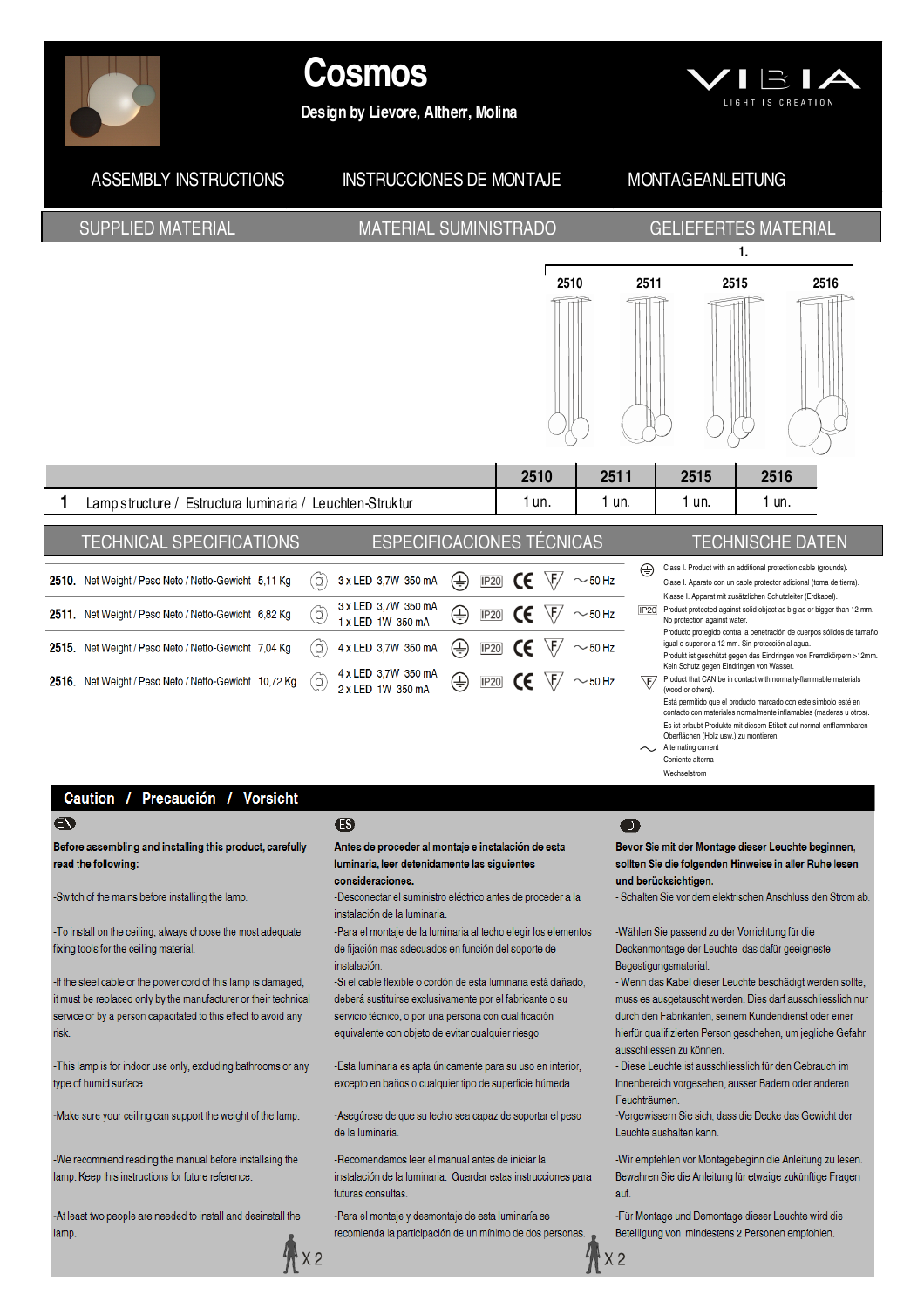# Cosmos

Design by Lievore, Altherr, Molina

VIBIA — LIGHT IS CREATION

## ASSEMBLY INSTRUCTIONS / INSTRUCCIONES DE MONTAJE / MONTAGEANLEITUNG

## SUPPLIED MATERIAL / MATERIAL SUMINISTRADO / GELIEFERTES MATERIAL

1.

2510 2511 2515 2516

| | | 2510 | 2511 | 2515 | 2516 |
|---|---|---|---|---|---|
| 1 | Lamp structure / Estructura luminaria / Leuchten-Struktur | 1 un. | 1 un. | 1 un. | 1 un. |

## TECHNICAL SPECIFICATIONS / ESPECIFICACIONES TÉCNICAS / TECHNISCHE DATEN

| | | | | |
|---|---|---|---|---|
| **2510.** | Net Weight / Peso Neto / Netto-Gewicht | 5,11 Kg | 3 x LED 3,7W 350 mA | IP20 CE ~50 Hz |
| **2511.** | Net Weight / Peso Neto / Netto-Gewicht | 6,82 Kg | 3 x LED 3,7W 350 mA<br>1 x LED 1W 350 mA | IP20 CE ~50 Hz |
| **2515.** | Net Weight / Peso Neto / Netto-Gewicht | 7,04 Kg | 4 x LED 3,7W 350 mA | IP20 CE ~50 Hz |
| **2516.** | Net Weight / Peso Neto / Netto-Gewicht | 10,72 Kg | 4 x LED 3,7W 350 mA<br>2 x LED 1W 350 mA | IP20 CE ~50 Hz |

Class I. Product with an additional protection cable (grounds).
Clase I. Aparato con un cable protector adicional (toma de tierra).
Klasse I. Apparat mit zusätzlichen Schutzleiter (Erdkabel).

IP20 Product protected against solid object as big as or bigger than 12 mm. No protection against water.
Producto protegido contra la penetración de cuerpos sólidos de tamaño igual o superior a 12 mm. Sin protección al agua.
Produkt ist geschützt gegen das Eindringen von Fremdkörpern >12mm. Kein Schutz gegen Eindringen von Wasser.

Product that CAN be in contact with normally-flammable materials (wood or others).
Está permitido que el producto marcado con este símbolo esté en contacto con materiales normalmente inflamables (maderas u otros).
Es ist erlaubt Produkte mit diesem Etikett auf normal entflammbaren Oberflächen (Holz usw.) zu montieren.

Alternating current
Corriente alterna
Wechselstrom

## Caution / Precaución / Vorsicht

**EN**

**Before assembling and installing this product, carefully read the following:**

-Switch of the mains before installing the lamp.

-To install on the ceiling, always choose the most adequate fixing tools for the ceiling material.

-If the steel cable or the power cord of this lamp is damaged, it must be replaced only by the manufacturer or their technical service or by a person capacitated to this effect to avoid any risk.

-This lamp is for indoor use only, excluding bathrooms or any type of humid surface.

-Make sure your ceiling can support the weight of the lamp.

-We recommend reading the manual before installaing the lamp. Keep this instructions for future reference.

-At least two people are needed to install and desinstall the lamp.

X 2

**ES**

**Antes de proceder al montaje e instalación de esta luminaria, leer detenidamente las siguientes consideraciones.**

-Desconectar el suministro eléctrico antes de proceder a la instalación de la luminaria.

-Para el montaje de la luminaria al techo elegir los elementos de fijación mas adecuados en función del soporte de instalación.

-Si el cable flexible o cordón de esta luminaria está dañado, deberá sustituirse exclusivamente por el fabricante o su servicio técnico, o por una persona con cualificación equivalente con objeto de evitar cualquier riesgo.

-Esta luminaria es apta únicamente para su uso en interior, excepto en baños o cualquier tipo de superficie húmeda.

-Asegúrese de que su techo sea capaz de soportar el peso de la luminaria.

-Recomendamos leer el manual antes de iniciar la instalación de la luminaria. Guardar estas instrucciones para futuras consultas.

-Para el montaje y desmontaje de esta luminaría se recomienda la participación de un mínimo de dos personas.

X 2

**D**

**Bevor Sie mit der Montage dieser Leuchte beginnen, sollten Sie die folgenden Hinweise in aller Ruhe lesen und berücksichtigen.**

- Schalten Sie vor dem elektrischen Anschluss den Strom ab.

-Wählen Sie passend zu der Vorrichtung für die Deckenmontage der Leuchte das dafür geeigneste Begestgungsmaterial.

- Wenn das Kabel dieser Leuchte beschädigt werden sollte, muss es ausgetauscht werden. Dies darf ausschliesslich nur durch den Fabrikanten, seinem Kundendienst oder einer hierfür qualifizierten Person geschehen, um jegliche Gefahr ausschliessen zu können.

- Diese Leuchte ist ausschliesslich für den Gebrauch im Innenbereich vorgesehen, ausser Bädern oder anderen Feuchträumen.

-Vergewissern Sie sich, dass die Decke das Gewicht der Leuchte aushalten kann.

-Wir empfehlen vor Montagebeginn die Anleitung zu lesen. Bewahren Sie die Anleitung für etwaige zukünftige Fragen auf.

-Für Montage und Demontage dieser Leuchte wird die Beteiligung von mindestens 2 Personen empfohlen.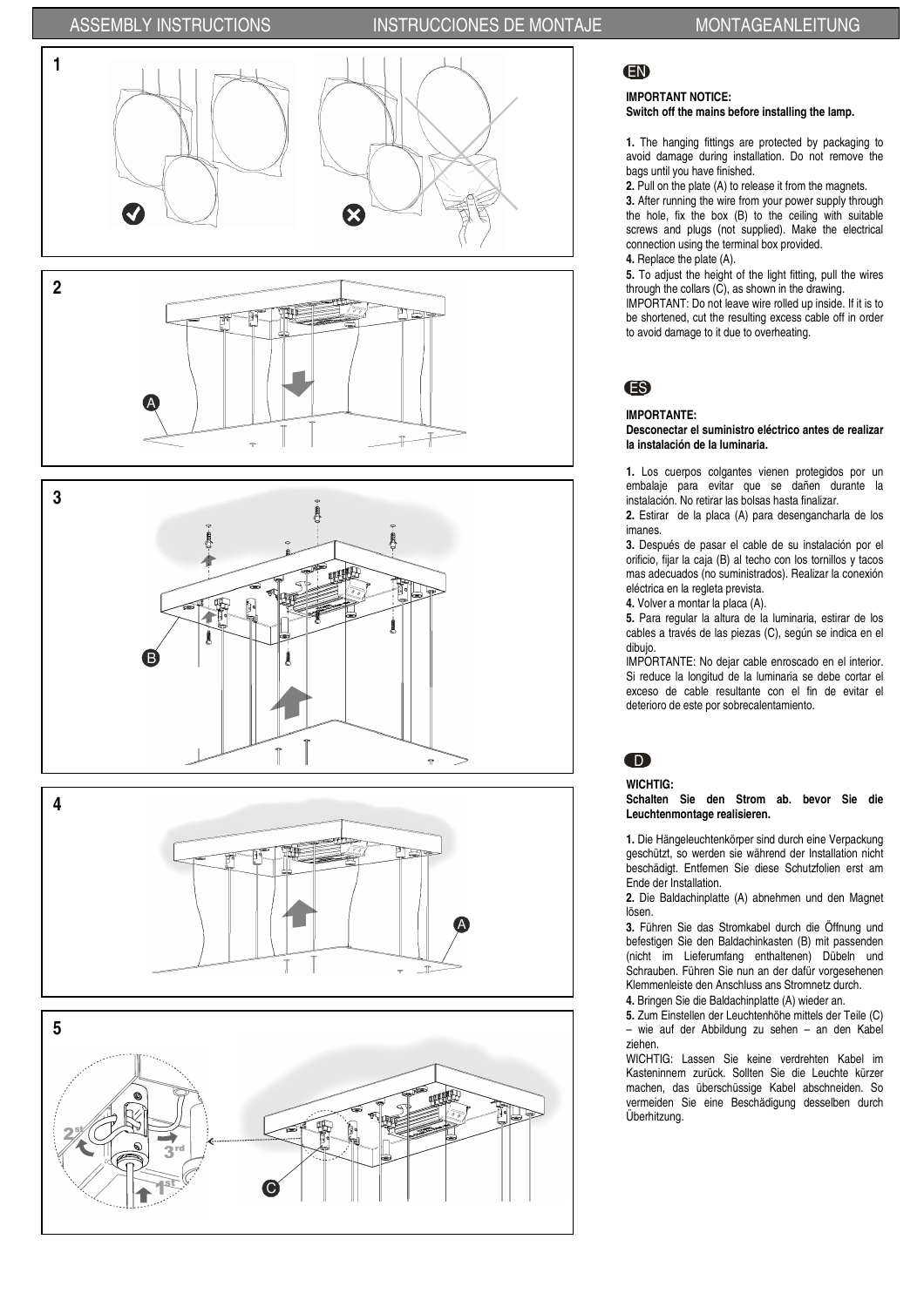# ASSEMBLY INSTRUCTIONS / INSTRUCCIONES DE MONTAJE / MONTAGEANLEITUNG

## EN

**IMPORTANT NOTICE:**
**Switch off the mains before installing the lamp.**

**1.** The hanging fittings are protected by packaging to avoid damage during installation. Do not remove the bags until you have finished.
**2.** Pull on the plate (A) to release it from the magnets.
**3.** After running the wire from your power supply through the hole, fix the box (B) to the ceiling with suitable screws and plugs (not supplied). Make the electrical connection using the terminal box provided.
**4.** Replace the plate (A).
**5.** To adjust the height of the light fitting, pull the wires through the collars (C), as shown in the drawing.
IMPORTANT: Do not leave wire rolled up inside. If it is to be shortened, cut the resulting excess cable off in order to avoid damage to it due to overheating.

## ES

**IMPORTANTE:**
**Desconectar el suministro eléctrico antes de realizar la instalación de la luminaria.**

**1.** Los cuerpos colgantes vienen protegidos por un embalaje para evitar que se dañen durante la instalación. No retirar las bolsas hasta finalizar.
**2.** Estirar de la placa (A) para desengancharla de los imanes.
**3.** Después de pasar el cable de su instalación por el orificio, fijar la caja (B) al techo con los tornillos y tacos mas adecuados (no suministrados). Realizar la conexión eléctrica en la regleta prevista.
**4.** Volver a montar la placa (A).
**5.** Para regular la altura de la luminaria, estirar de los cables a través de las piezas (C), según se indica en el dibujo.
IMPORTANTE: No dejar cable enroscado en el interior. Si reduce la longitud de la luminaria se debe cortar el exceso de cable resultante con el fin de evitar el deterioro de este por sobrecalentamiento.

## D

**WICHTIG:**
**Schalten Sie den Strom ab. bevor Sie die Leuchtenmontage realisieren.**

**1.** Die Hängeleuchtenkörper sind durch eine Verpackung geschützt, so werden sie während der Installation nicht beschädigt. Entfernen Sie diese Schutzfolien erst am Ende der Installation.
**2.** Die Baldachinplatte (A) abnehmen und den Magnet lösen.
**3.** Führen Sie das Stromkabel durch die Öffnung und befestigen Sie den Baldachinkasten (B) mit passenden (nicht im Lieferumfang enthaltenen) Dübeln und Schrauben. Führen Sie nun an der dafür vorgesehenen Klemmenleiste den Anschluss ans Stromnetz durch.
**4.** Bringen Sie die Baldachinplatte (A) wieder an.
**5.** Zum Einstellen der Leuchtenhöhe mittels der Teile (C) – wie auf der Abbildung zu sehen – an den Kabel ziehen.
WICHTIG: Lassen Sie keine verdrehten Kabel im Kasteninnern zurück. Sollten Sie die Leuchte kürzer machen, das überschüssige Kabel abschneiden. So vermeiden Sie eine Beschädigung desselben durch Überhitzung.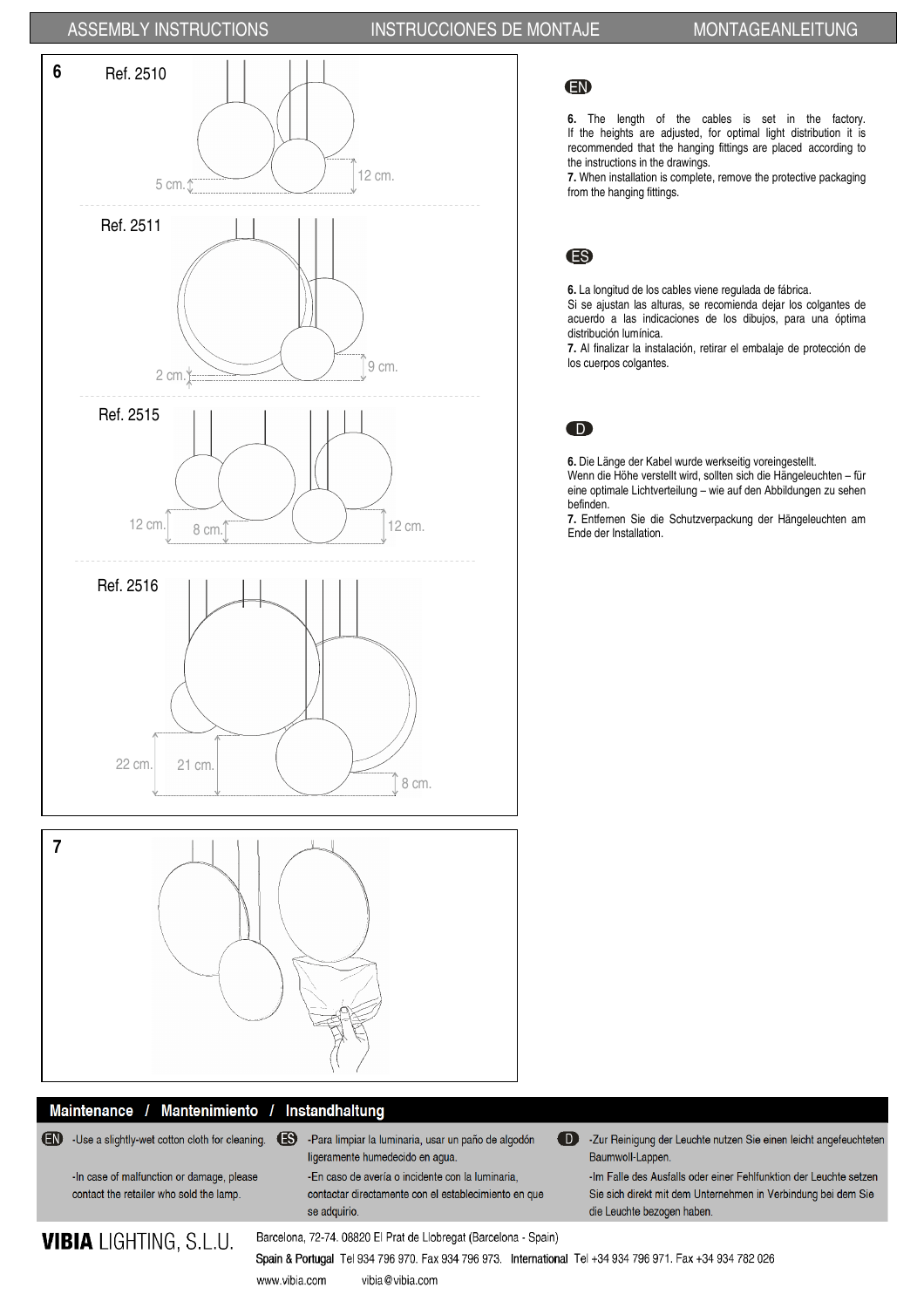ASSEMBLY INSTRUCTIONS INSTRUCCIONES DE MONTAJE MONTAGEANLEITUNG

**6**

Ref. 2510

5 cm.

12 cm.

Ref. 2511

2 cm.

9 cm.

Ref. 2515

12 cm.

8 cm.

12 cm.

Ref. 2516

22 cm.

21 cm.

8 cm.

**7**

## EN

**6.** The length of the cables is set in the factory. If the heights are adjusted, for optimal light distribution it is recommended that the hanging fittings are placed according to the instructions in the drawings.
**7.** When installation is complete, remove the protective packaging from the hanging fittings.

## ES

**6.** La longitud de los cables viene regulada de fábrica.
Si se ajustan las alturas, se recomienda dejar los colgantes de acuerdo a las indicaciones de los dibujos, para una óptima distribución lumínica.
**7.** Al finalizar la instalación, retirar el embalaje de protección de los cuerpos colgantes.

## D

**6.** Die Länge der Kabel wurde werkseitig voreingestellt.
Wenn die Höhe verstellt wird, sollten sich die Hängeleuchten – für eine optimale Lichtverteilung – wie auf den Abbildungen zu sehen befinden.
**7.** Entfernen Sie die Schutzverpackung der Hängeleuchten am Ende der Installation.

## Maintenance / Mantenimiento / Instandhaltung

EN -Use a slightly-wet cotton cloth for cleaning.

-In case of malfunction or damage, please contact the retailer who sold the lamp.

ES -Para limpiar la luminaria, usar un paño de algodón ligeramente humedecido en agua.

-En caso de avería o incidente con la luminaria, contactar directamente con el establecimiento en que se adquirió.

D -Zur Reinigung der Leuchte nutzen Sie einen leicht angefeuchteten Baumwoll-Lappen.

-Im Falle des Ausfalls oder einer Fehlfunktion der Leuchte setzen Sie sich direkt mit dem Unternehmen in Verbindung bei dem Sie die Leuchte bezogen haben.

**VIBIA** LIGHTING, S.L.U. Barcelona, 72-74. 08820 El Prat de Llobregat (Barcelona - Spain)
Spain & Portugal Tel 934 796 970. Fax 934 796 973. International Tel +34 934 796 971. Fax +34 934 782 026
www.vibia.com vibia@vibia.com